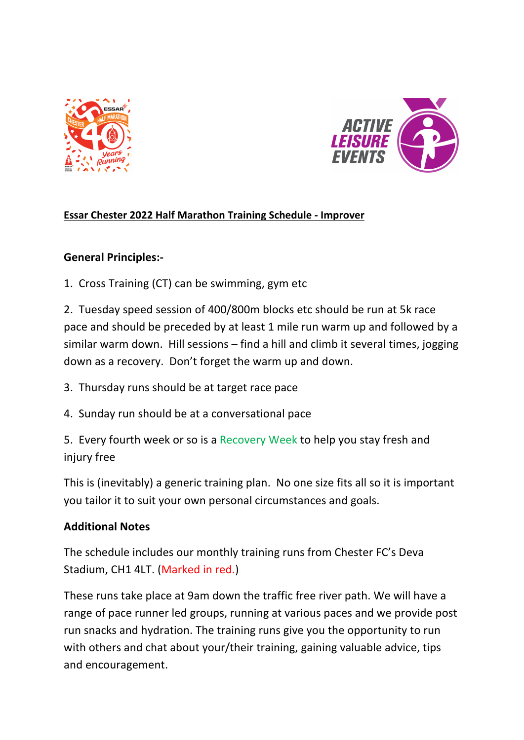**Essar Chester 2022 Half Marathon Training Schedule - Improver**

**General Principles:-**

1. Cross Training (CT) can be swimming, gym etc

2. Tuesday speed session of 400/800m blocks etc should be run at 5k race pace and should be preceded by at least 1 mile run warm up and followed by a similar warm down. Hill sessions – find a hill and climb it several times, jogging down as a recovery. Don't forget the warm up and down.

3. Thursday runs should be at target race pace

4. Sunday run should be at a conversational pace

5. Every fourth week or so is a Recovery Week to help you stay fresh and injury free

This is (inevitably) a generic training plan. No one size fits all so it is important you tailor it to suit your own personal circumstances and goals.

**Additional Notes**

The schedule includes our monthly training runs from Chester FC's Deva Stadium, CH1 4LT. (Marked in red.)

These runs take place at 9am down the traffic free river path. We will have a range of pace runner led groups, running at various paces and we provide post run snacks and hydration. The training runs give you the opportunity to run with others and chat about your/their training, gaining valuable advice, tips and encouragement.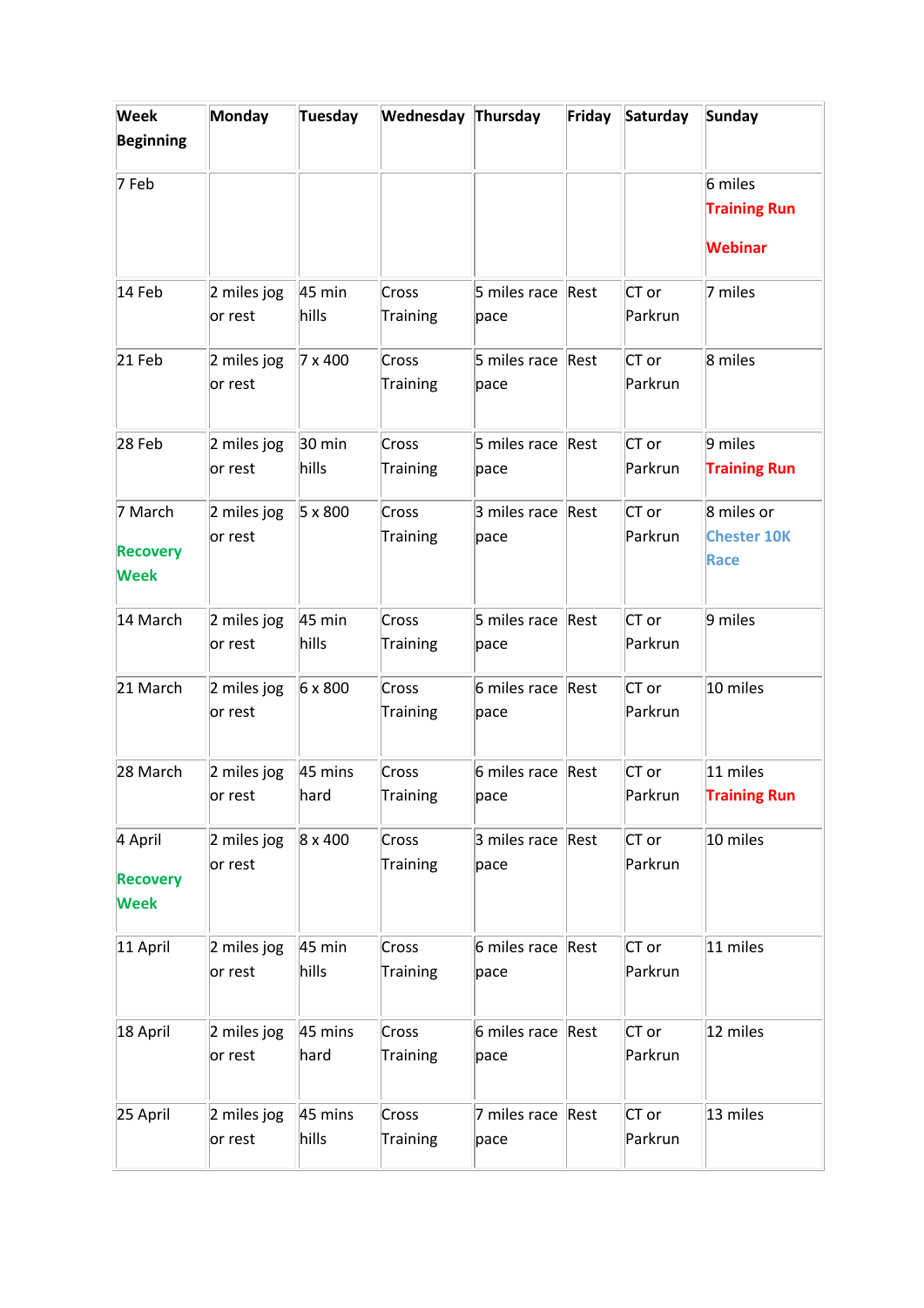| Week Beginning | Monday | Tuesday | Wednesday | Thursday | Friday | Saturday | Sunday |
|---|---|---|---|---|---|---|---|
| 7 Feb | | | | | | | 6 miles **Training Run** **Webinar** |
| 14 Feb | 2 miles jog or rest | 45 min hills | Cross Training | 5 miles race pace | Rest | CT or Parkrun | 7 miles |
| 21 Feb | 2 miles jog or rest | 7 x 400 | Cross Training | 5 miles race pace | Rest | CT or Parkrun | 8 miles |
| 28 Feb | 2 miles jog or rest | 30 min hills | Cross Training | 5 miles race pace | Rest | CT or Parkrun | 9 miles **Training Run** |
| 7 March **Recovery Week** | 2 miles jog or rest | 5 x 800 | Cross Training | 3 miles race pace | Rest | CT or Parkrun | 8 miles or **Chester 10K Race** |
| 14 March | 2 miles jog or rest | 45 min hills | Cross Training | 5 miles race pace | Rest | CT or Parkrun | 9 miles |
| 21 March | 2 miles jog or rest | 6 x 800 | Cross Training | 6 miles race pace | Rest | CT or Parkrun | 10 miles |
| 28 March | 2 miles jog or rest | 45 mins hard | Cross Training | 6 miles race pace | Rest | CT or Parkrun | 11 miles **Training Run** |
| 4 April **Recovery Week** | 2 miles jog or rest | 8 x 400 | Cross Training | 3 miles race pace | Rest | CT or Parkrun | 10 miles |
| 11 April | 2 miles jog or rest | 45 min hills | Cross Training | 6 miles race pace | Rest | CT or Parkrun | 11 miles |
| 18 April | 2 miles jog or rest | 45 mins hard | Cross Training | 6 miles race pace | Rest | CT or Parkrun | 12 miles |
| 25 April | 2 miles jog or rest | 45 mins hills | Cross Training | 7 miles race pace | Rest | CT or Parkrun | 13 miles |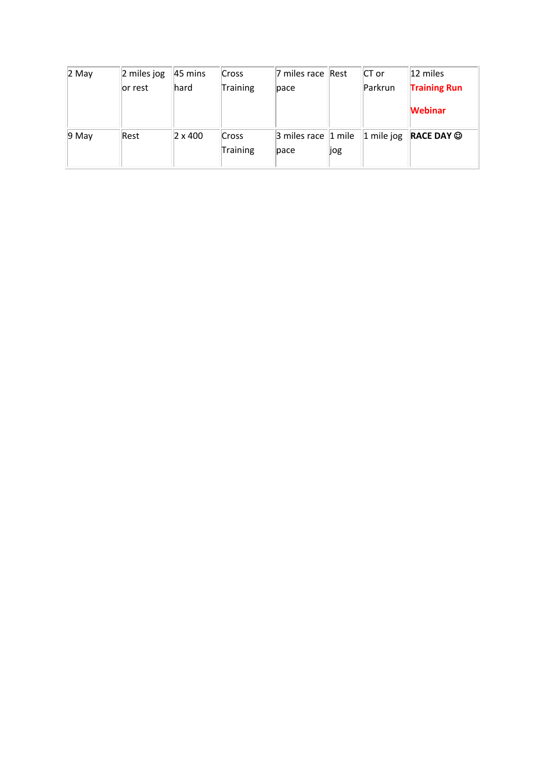| | | | | | | | |
|---|---|---|---|---|---|---|---|
| 2 May | 2 miles jog or rest | 45 mins hard | Cross Training | 7 miles race pace | Rest | CT or Parkrun | 12 miles **Training Run** **Webinar** |
| 9 May | Rest | 2 x 400 | Cross Training | 3 miles race pace | 1 mile jog | 1 mile jog | **RACE DAY ☺** |